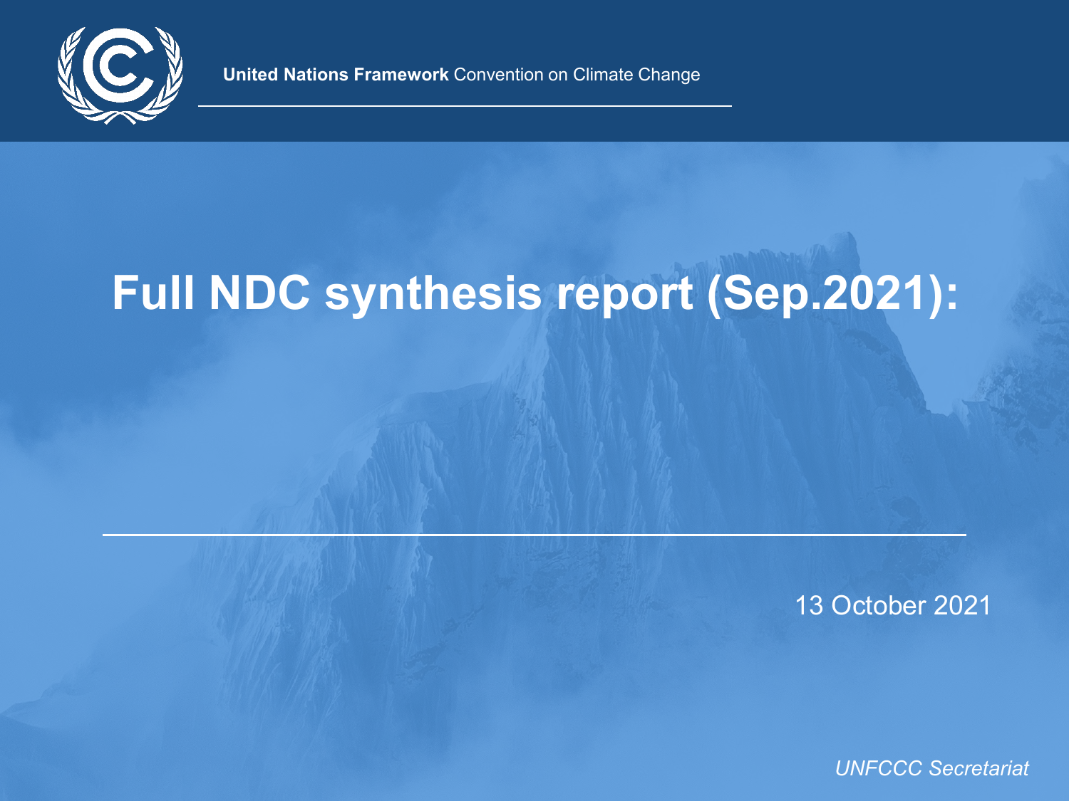**United Nations Framework** Convention on Climate Change

# Full NDC synthesis report (Sep.2021):

13 October 2021

*UNFCCC Secretariat*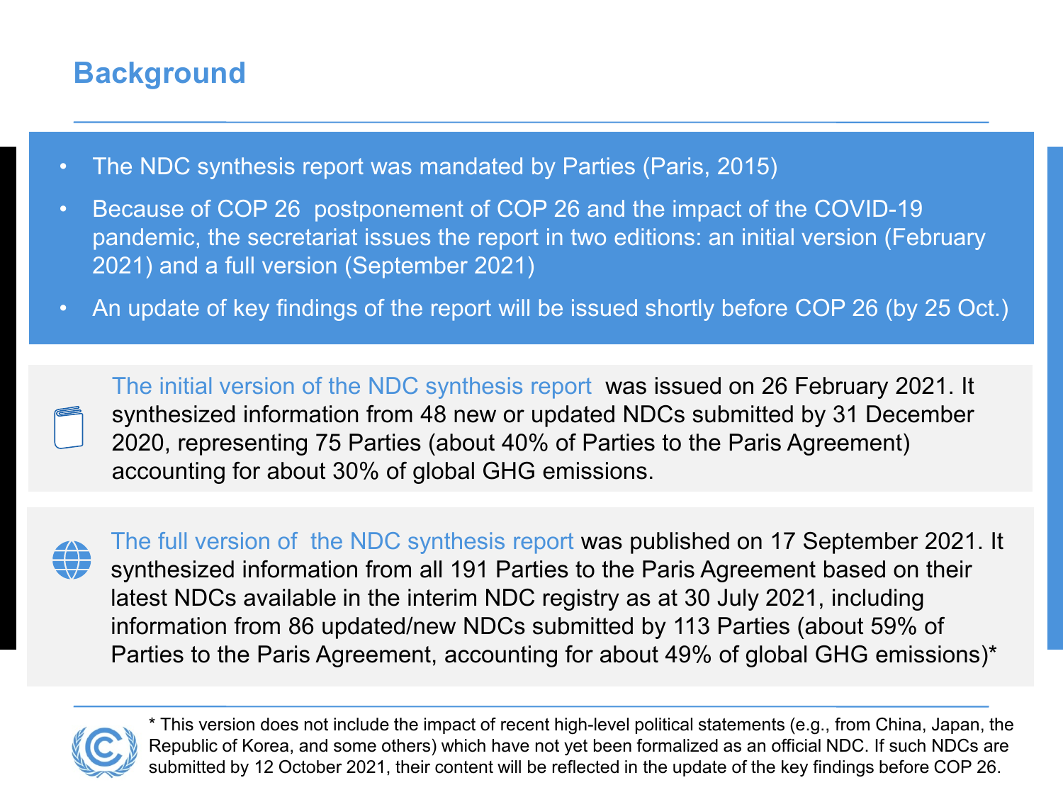# Background

- The NDC synthesis report was mandated by Parties (Paris, 2015)
- Because of COP 26 postponement of COP 26 and the impact of the COVID-19 pandemic, the secretariat issues the report in two editions: an initial version (February 2021) and a full version (September 2021)
- An update of key findings of the report will be issued shortly before COP 26 (by 25 Oct.)

The initial version of the NDC synthesis report was issued on 26 February 2021. It synthesized information from 48 new or updated NDCs submitted by 31 December 2020, representing 75 Parties (about 40% of Parties to the Paris Agreement) accounting for about 30% of global GHG emissions.

The full version of the NDC synthesis report was published on 17 September 2021. It synthesized information from all 191 Parties to the Paris Agreement based on their latest NDCs available in the interim NDC registry as at 30 July 2021, including information from 86 updated/new NDCs submitted by 113 Parties (about 59% of Parties to the Paris Agreement, accounting for about 49% of global GHG emissions)*

* This version does not include the impact of recent high-level political statements (e.g., from China, Japan, the Republic of Korea, and some others) which have not yet been formalized as an official NDC. If such NDCs are submitted by 12 October 2021, their content will be reflected in the update of the key findings before COP 26.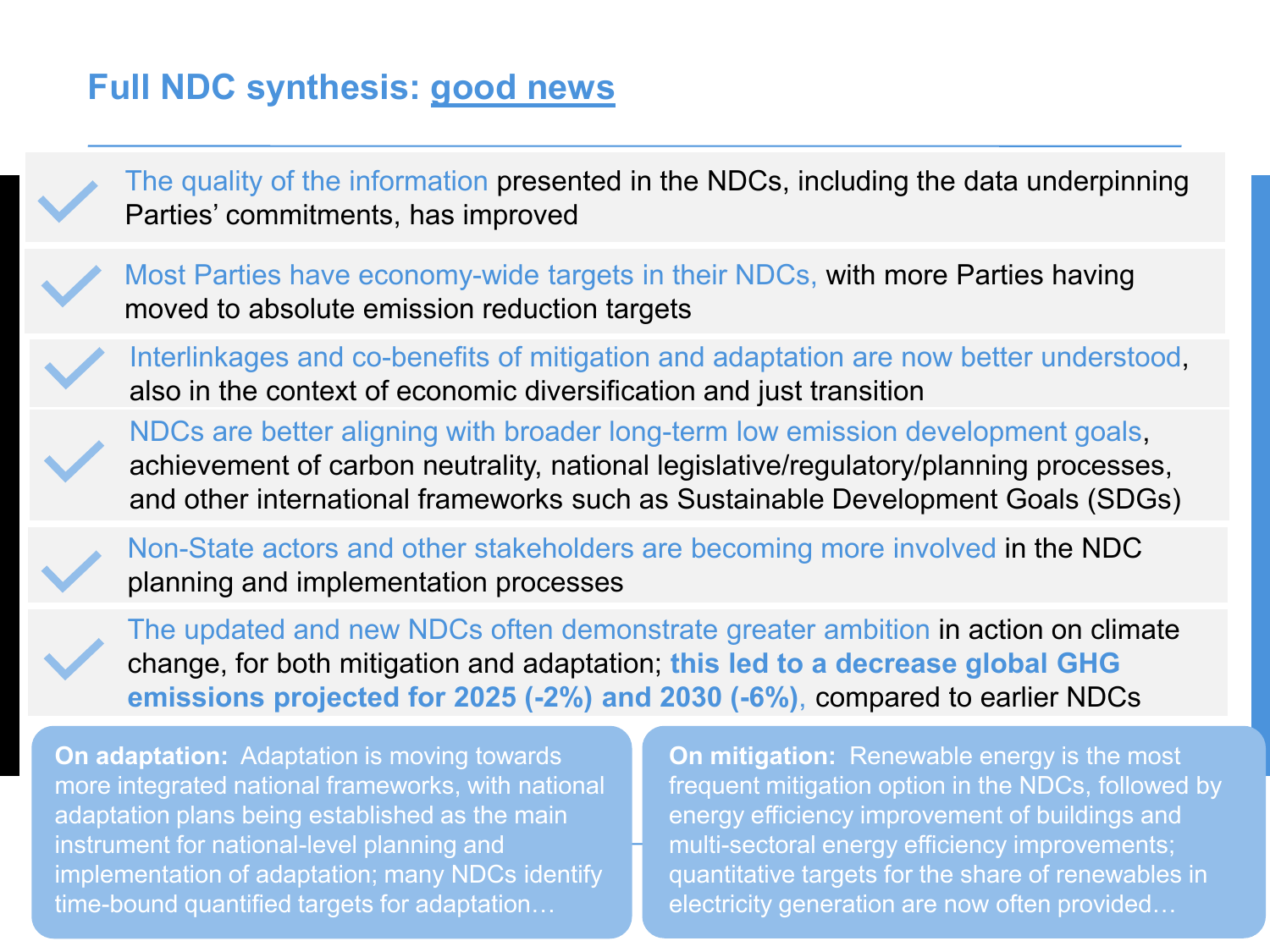# Full NDC synthesis: good news

- ✓ The quality of the information presented in the NDCs, including the data underpinning Parties' commitments, has improved
- ✓ Most Parties have economy-wide targets in their NDCs, with more Parties having moved to absolute emission reduction targets
- ✓ Interlinkages and co-benefits of mitigation and adaptation are now better understood, also in the context of economic diversification and just transition
- ✓ NDCs are better aligning with broader long-term low emission development goals, achievement of carbon neutrality, national legislative/regulatory/planning processes, and other international frameworks such as Sustainable Development Goals (SDGs)
- ✓ Non-State actors and other stakeholders are becoming more involved in the NDC planning and implementation processes
- ✓ The updated and new NDCs often demonstrate greater ambition in action on climate change, for both mitigation and adaptation; **this led to a decrease global GHG emissions projected for 2025 (-2%) and 2030 (-6%)**, compared to earlier NDCs

**On adaptation:** Adaptation is moving towards more integrated national frameworks, with national adaptation plans being established as the main instrument for national-level planning and implementation of adaptation; many NDCs identify time-bound quantified targets for adaptation…

**On mitigation:** Renewable energy is the most frequent mitigation option in the NDCs, followed by energy efficiency improvement of buildings and multi-sectoral energy efficiency improvements; quantitative targets for the share of renewables in electricity generation are now often provided…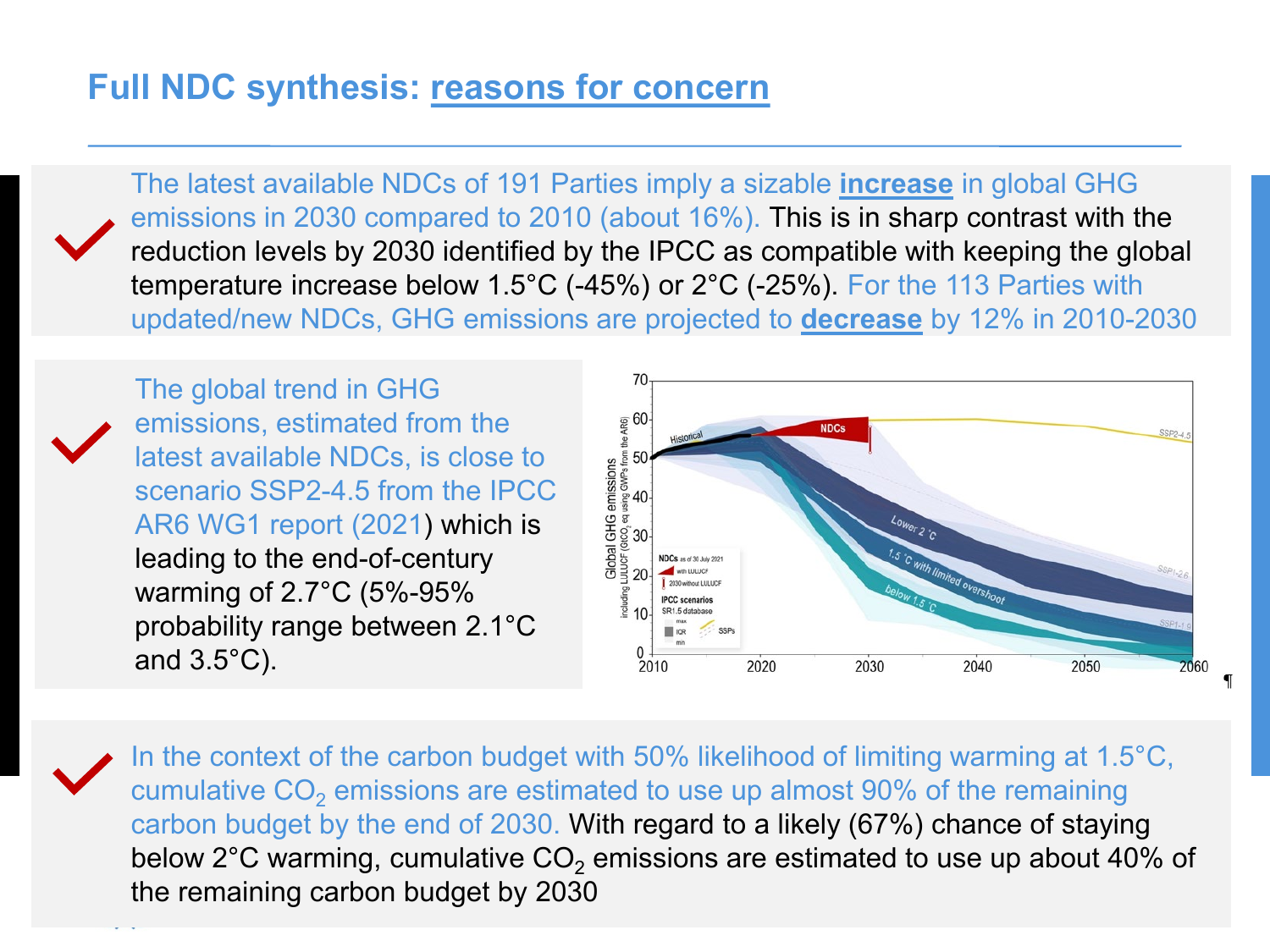# Full NDC synthesis: reasons for concern

- The latest available NDCs of 191 Parties imply a sizable **increase** in global GHG emissions in 2030 compared to 2010 (about 16%). This is in sharp contrast with the reduction levels by 2030 identified by the IPCC as compatible with keeping the global temperature increase below 1.5°C (-45%) or 2°C (-25%). For the 113 Parties with updated/new NDCs, GHG emissions are projected to **decrease** by 12% in 2010-2030

- The global trend in GHG emissions, estimated from the latest available NDCs, is close to scenario SSP2-4.5 from the IPCC AR6 WG1 report (2021) which is leading to the end-of-century warming of 2.7°C (5%-95% probability range between 2.1°C and 3.5°C).

- In the context of the carbon budget with 50% likelihood of limiting warming at 1.5°C, cumulative $CO_2$ emissions are estimated to use up almost 90% of the remaining carbon budget by the end of 2030. With regard to a likely (67%) chance of staying below 2°C warming, cumulative $CO_2$ emissions are estimated to use up about 40% of the remaining carbon budget by 2030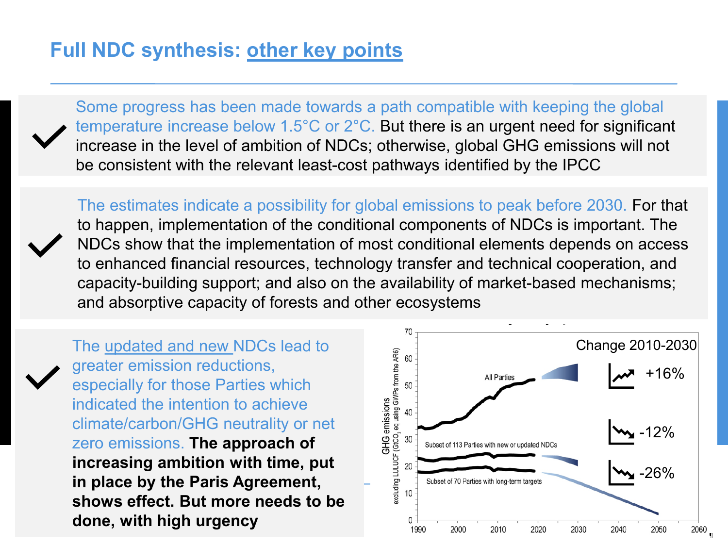# Full NDC synthesis: other key points

- Some progress has been made towards a path compatible with keeping the global temperature increase below 1.5°C or 2°C. But there is an urgent need for significant increase in the level of ambition of NDCs; otherwise, global GHG emissions will not be consistent with the relevant least-cost pathways identified by the IPCC

- The estimates indicate a possibility for global emissions to peak before 2030. For that to happen, implementation of the conditional components of NDCs is important. The NDCs show that the implementation of most conditional elements depends on access to enhanced financial resources, technology transfer and technical cooperation, and capacity-building support; and also on the availability of market-based mechanisms; and absorptive capacity of forests and other ecosystems

- The updated and new NDCs lead to greater emission reductions, especially for those Parties which indicated the intention to achieve climate/carbon/GHG neutrality or net zero emissions. **The approach of increasing ambition with time, put in place by the Paris Agreement, shows effect. But more needs to be done, with high urgency**

Change 2010-2030

- All Parties: +16%
- Subset of 113 Parties with new or updated NDCs: -12%
- Subset of 70 Parties with long-term targets: -26%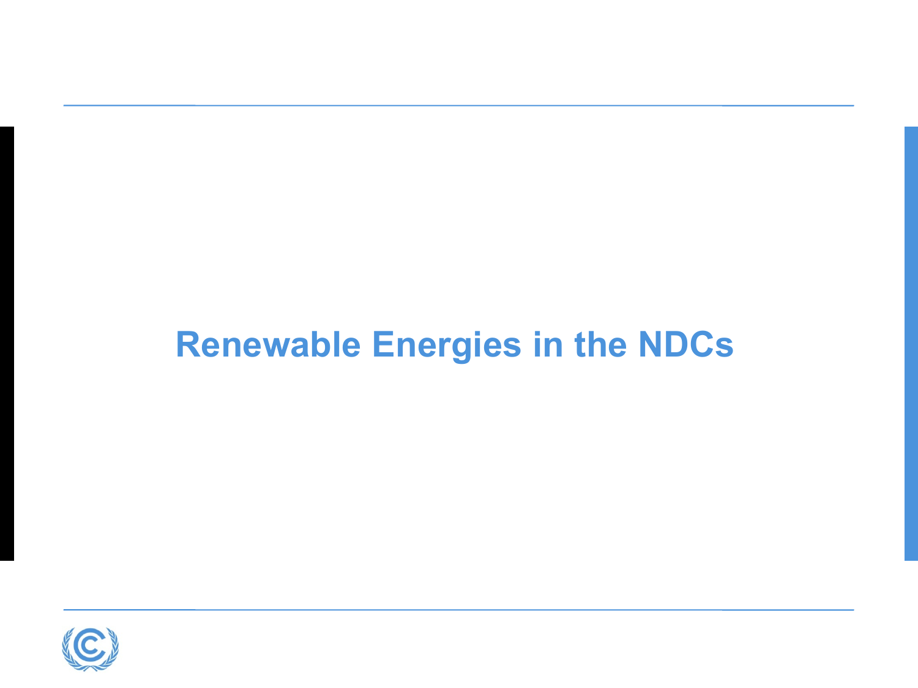# Renewable Energies in the NDCs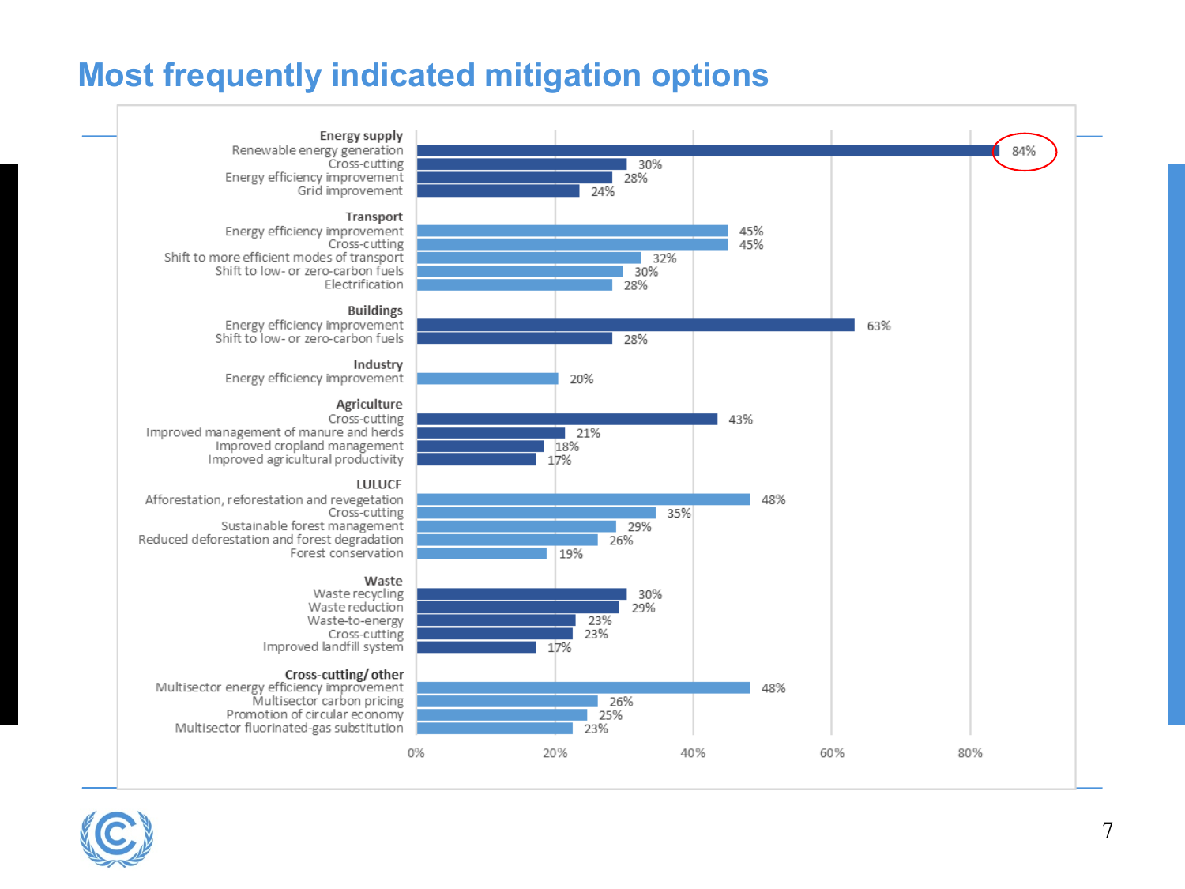# Most frequently indicated mitigation options

| Sector / Mitigation option | Share |
| --- | --- |
| **Energy supply** | |
| Renewable energy generation | 84% |
| Cross-cutting | 30% |
| Energy efficiency improvement | 28% |
| Grid improvement | 24% |
| **Transport** | |
| Energy efficiency improvement | 45% |
| Cross-cutting | 45% |
| Shift to more efficient modes of transport | 32% |
| Shift to low- or zero-carbon fuels | 30% |
| Electrification | 28% |
| **Buildings** | |
| Energy efficiency improvement | 63% |
| Shift to low- or zero-carbon fuels | 28% |
| **Industry** | |
| Energy efficiency improvement | 20% |
| **Agriculture** | |
| Cross-cutting | 43% |
| Improved management of manure and herds | 21% |
| Improved cropland management | 18% |
| Improved agricultural productivity | 17% |
| **LULUCF** | |
| Afforestation, reforestation and revegetation | 48% |
| Cross-cutting | 35% |
| Sustainable forest management | 29% |
| Reduced deforestation and forest degradation | 26% |
| Forest conservation | 19% |
| **Waste** | |
| Waste recycling | 30% |
| Waste reduction | 29% |
| Waste-to-energy | 23% |
| Cross-cutting | 23% |
| Improved landfill system | 17% |
| **Cross-cutting/ other** | |
| Multisector energy efficiency improvement | 48% |
| Multisector carbon pricing | 26% |
| Promotion of circular economy | 25% |
| Multisector fluorinated-gas substitution | 23% |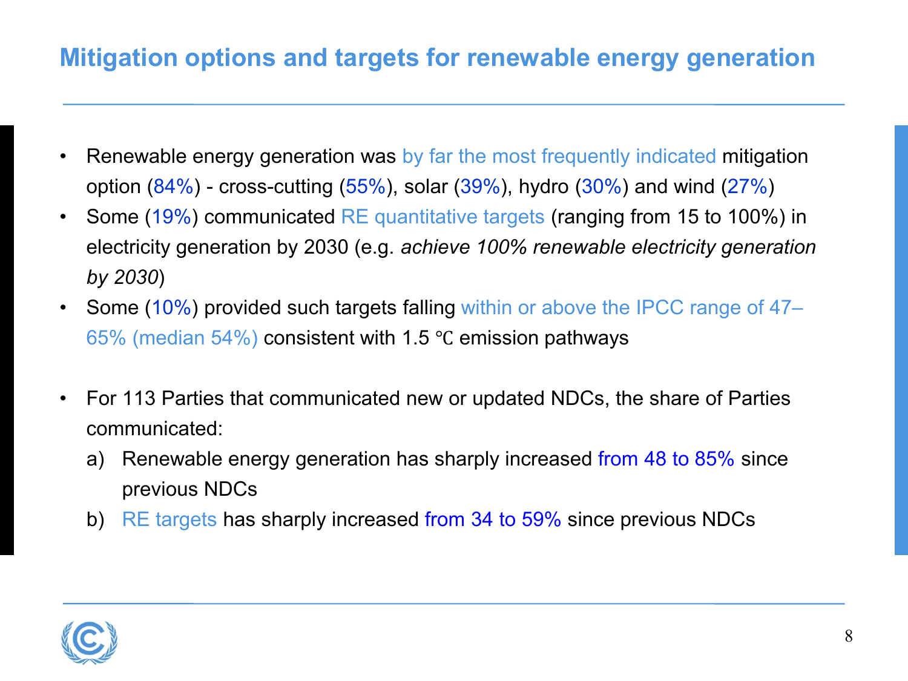# Mitigation options and targets for renewable energy generation

- Renewable energy generation was by far the most frequently indicated mitigation option (84%) - cross-cutting (55%), solar (39%), hydro (30%) and wind (27%)
- Some (19%) communicated RE quantitative targets (ranging from 15 to 100%) in electricity generation by 2030 (e.g. *achieve 100% renewable electricity generation by 2030*)
- Some (10%) provided such targets falling within or above the IPCC range of 47–65% (median 54%) consistent with 1.5 ℃ emission pathways

- For 113 Parties that communicated new or updated NDCs, the share of Parties communicated:
  a) Renewable energy generation has sharply increased from 48 to 85% since previous NDCs
  b) RE targets has sharply increased from 34 to 59% since previous NDCs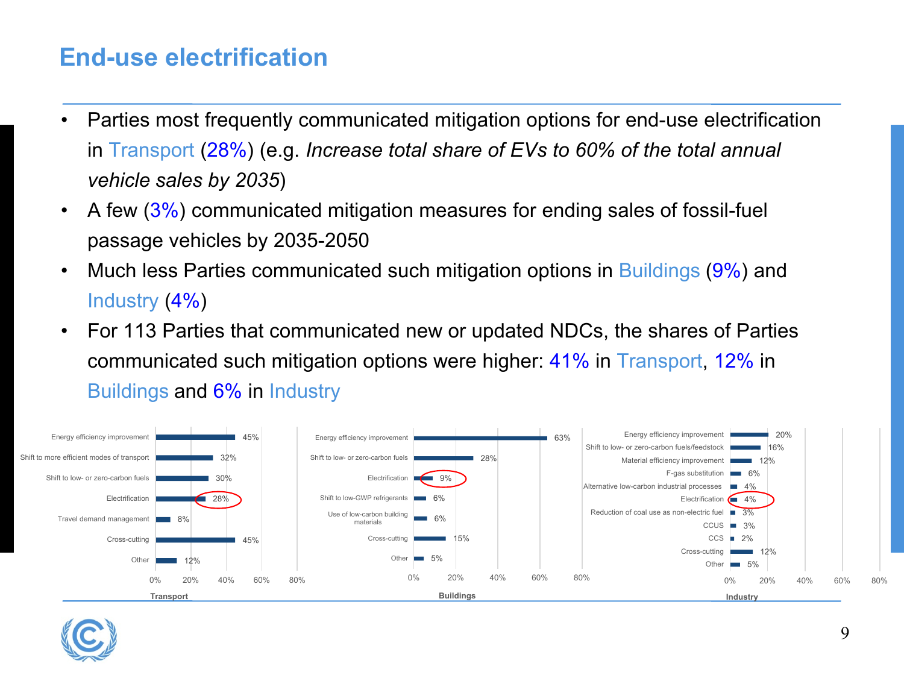# End-use electrification

- Parties most frequently communicated mitigation options for end-use electrification in Transport (28%) (e.g. *Increase total share of EVs to 60% of the total annual vehicle sales by 2035*)
- A few (3%) communicated mitigation measures for ending sales of fossil-fuel passage vehicles by 2035-2050
- Much less Parties communicated such mitigation options in Buildings (9%) and Industry (4%)
- For 113 Parties that communicated new or updated NDCs, the shares of Parties communicated such mitigation options were higher: 41% in Transport, 12% in Buildings and 6% in Industry

Transport

Energy efficiency improvement 45%
Shift to more efficient modes of transport 32%
Shift to low- or zero-carbon fuels 30%
Electrification 28%
Travel demand management 8%
Cross-cutting 45%
Other 12%

0% 20% 40% 60% 80%

Buildings

Energy efficiency improvement 63%
Shift to low- or zero-carbon fuels 28%
Electrification 9%
Shift to low-GWP refrigerants 6%
Use of low-carbon building materials 6%
Cross-cutting 15%
Other 5%

0% 20% 40% 60% 80%

Industry

Energy efficiency improvement 20%
Shift to low- or zero-carbon fuels/feedstock 16%
Material efficiency improvement 12%
F-gas substitution 6%
Alternative low-carbon industrial processes 4%
Electrification 4%
Reduction of coal use as non-electric fuel 3%
CCUS 3%
CCS 2%
Cross-cutting 12%
Other 5%

0% 20% 40% 60% 80%